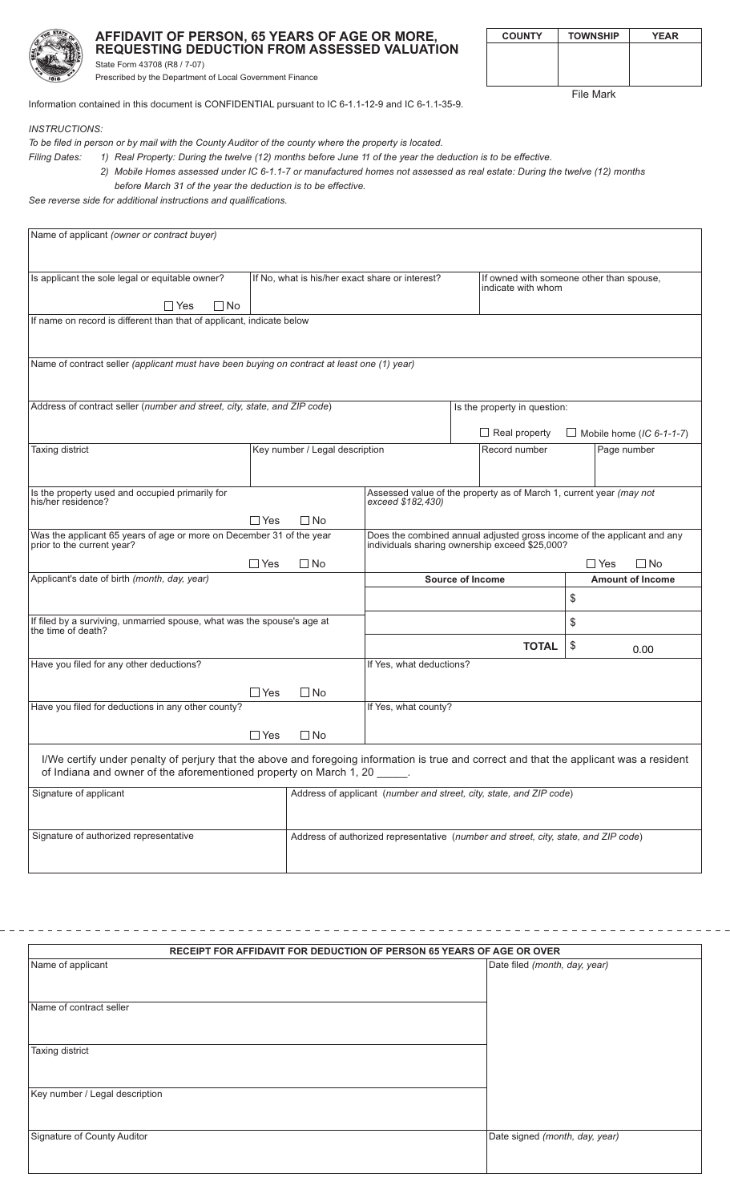# AFFIDAVIT OF PERSON, 65 YEARS OF AGE OR MORE, REQUESTING DEDUCTION FROM ASSESSED VALUATION

State Form 43708 (R8 / 7-07)
Prescribed by the Department of Local Government Finance

| COUNTY | TOWNSHIP | YEAR |
| --- | --- | --- |
| | | |

File Mark

Information contained in this document is CONFIDENTIAL pursuant to IC 6-1.1-12-9 and IC 6-1.1-35-9.

*INSTRUCTIONS:*

*To be filed in person or by mail with the County Auditor of the county where the property is located.*

*Filing Dates:*
1) *Real Property: During the twelve (12) months before June 11 of the year the deduction is to be effective.*
2) *Mobile Homes assessed under IC 6-1.1-7 or manufactured homes not assessed as real estate: During the twelve (12) months before March 31 of the year the deduction is to be effective.*

*See reverse side for additional instructions and qualifications.*

| | | | |
| --- | --- | --- | --- |
| Name of applicant *(owner or contract buyer)* | | | |
| Is applicant the sole legal or equitable owner? ☐ Yes ☐ No | If No, what is his/her exact share or interest? | If owned with someone other than spouse, indicate with whom | |
| If name on record is different than that of applicant, indicate below | | | |
| Name of contract seller *(applicant must have been buying on contract at least one (1) year)* | | | |
| Address of contract seller (*number and street, city, state, and ZIP code*) | | Is the property in question: ☐ Real property ☐ Mobile home (*IC 6-1-1-7*) | |
| Taxing district | Key number / Legal description | Record number | Page number |
| Is the property used and occupied primarily for his/her residence? ☐ Yes ☐ No | | Assessed value of the property as of March 1, current year *(may not exceed $182,430)* | |
| Was the applicant 65 years of age or more on December 31 of the year prior to the current year? ☐ Yes ☐ No | | Does the combined annual adjusted gross income of the applicant and any individuals sharing ownership exceed $25,000? ☐ Yes ☐ No | |
| Applicant's date of birth *(month, day, year)* | | **Source of Income** | **Amount of Income** |
| | | | $ |
| If filed by a surviving, unmarried spouse, what was the spouse's age at the time of death? | | | $ |
| | | **TOTAL** | $ 0.00 |
| Have you filed for any other deductions? ☐ Yes ☐ No | | If Yes, what deductions? | |
| Have you filed for deductions in any other county? ☐ Yes ☐ No | | If Yes, what county? | |

I/We certify under penalty of perjury that the above and foregoing information is true and correct and that the applicant was a resident of Indiana and owner of the aforementioned property on March 1, 20 _____.

| | |
| --- | --- |
| Signature of applicant | Address of applicant (*number and street, city, state, and ZIP code*) |
| Signature of authorized representative | Address of authorized representative (*number and street, city, state, and ZIP code*) |

---

| RECEIPT FOR AFFIDAVIT FOR DEDUCTION OF PERSON 65 YEARS OF AGE OR OVER | |
| --- | --- |
| Name of applicant | Date filed *(month, day, year)* |
| Name of contract seller | |
| Taxing district | |
| Key number / Legal description | |
| Signature of County Auditor | Date signed *(month, day, year)* |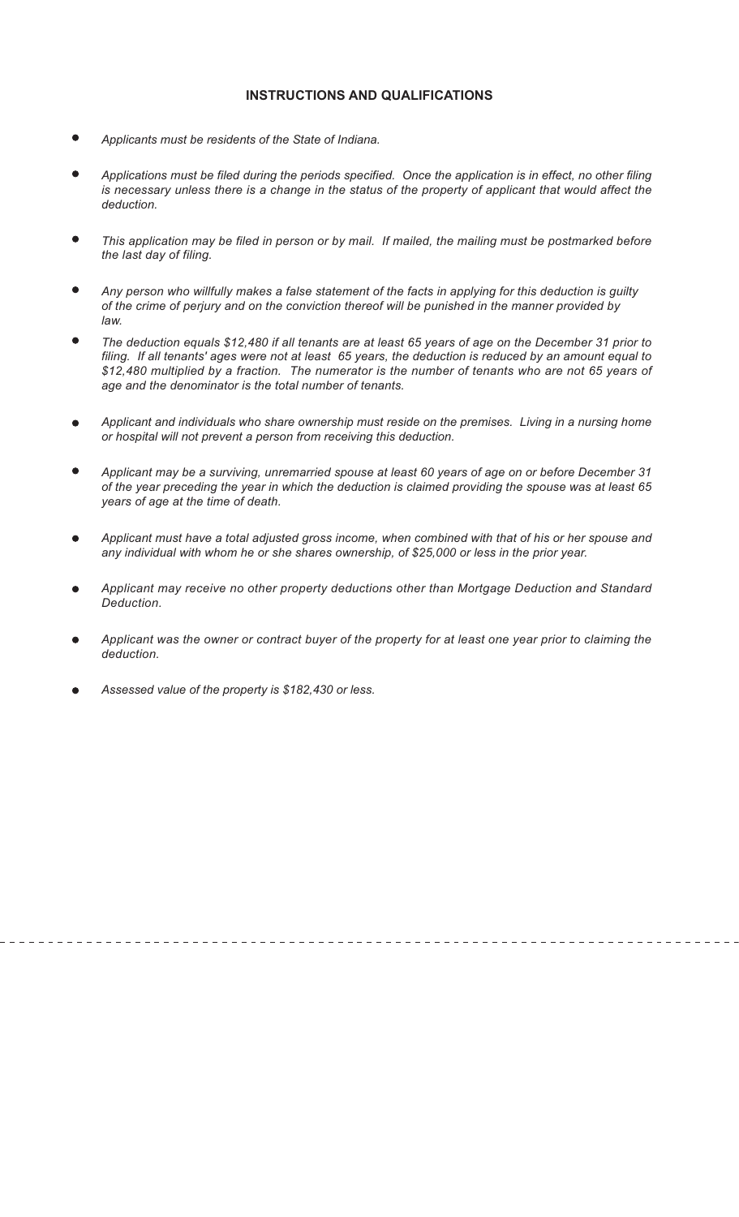## INSTRUCTIONS AND QUALIFICATIONS

- *Applicants must be residents of the State of Indiana.*
- *Applications must be filed during the periods specified. Once the application is in effect, no other filing is necessary unless there is a change in the status of the property of applicant that would affect the deduction.*
- *This application may be filed in person or by mail. If mailed, the mailing must be postmarked before the last day of filing.*
- *Any person who willfully makes a false statement of the facts in applying for this deduction is guilty of the crime of perjury and on the conviction thereof will be punished in the manner provided by law.*
- *The deduction equals $12,480 if all tenants are at least 65 years of age on the December 31 prior to filing. If all tenants' ages were not at least 65 years, the deduction is reduced by an amount equal to $12,480 multiplied by a fraction. The numerator is the number of tenants who are not 65 years of age and the denominator is the total number of tenants.*
- *Applicant and individuals who share ownership must reside on the premises. Living in a nursing home or hospital will not prevent a person from receiving this deduction.*
- *Applicant may be a surviving, unremarried spouse at least 60 years of age on or before December 31 of the year preceding the year in which the deduction is claimed providing the spouse was at least 65 years of age at the time of death.*
- *Applicant must have a total adjusted gross income, when combined with that of his or her spouse and any individual with whom he or she shares ownership, of $25,000 or less in the prior year.*
- *Applicant may receive no other property deductions other than Mortgage Deduction and Standard Deduction.*
- *Applicant was the owner or contract buyer of the property for at least one year prior to claiming the deduction.*
- *Assessed value of the property is $182,430 or less.*